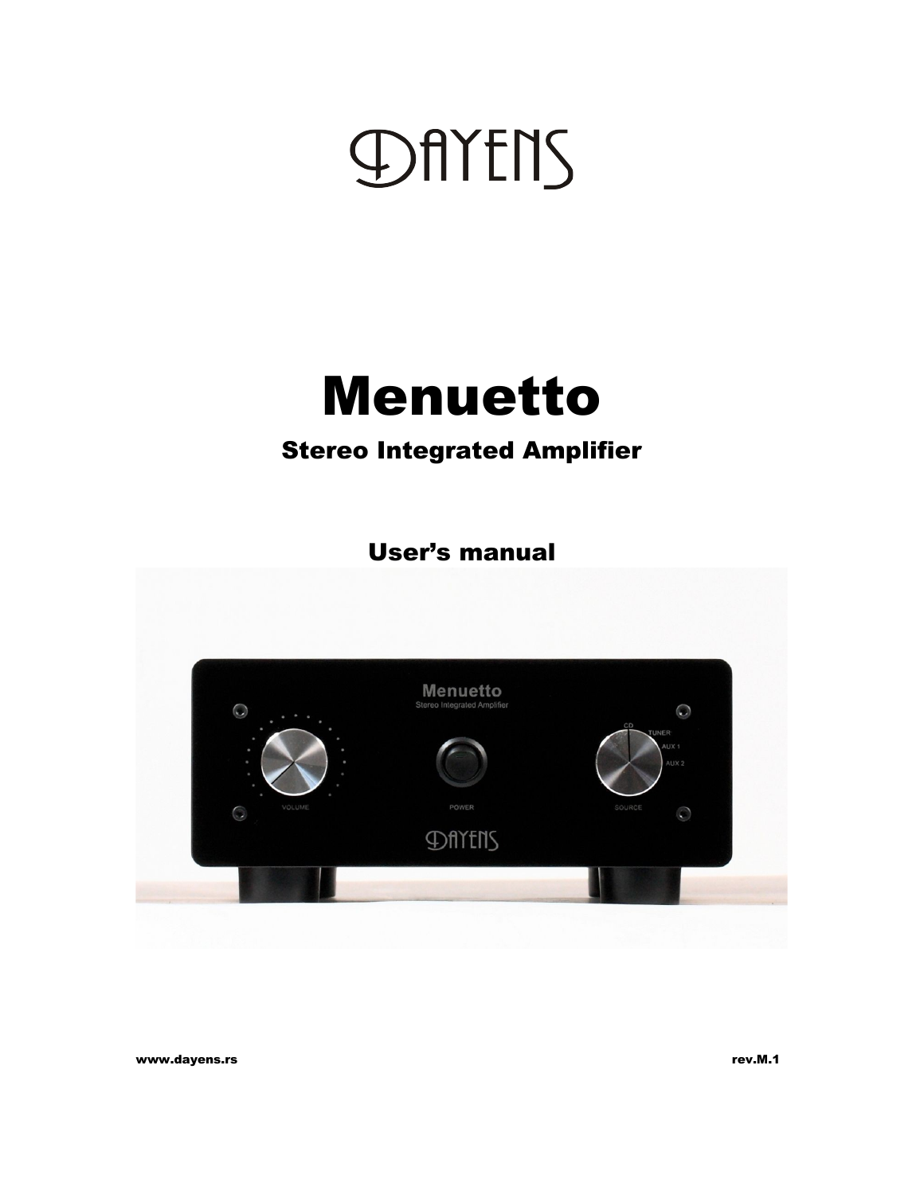# DAYENS

# Menuetto

## Stereo Integrated Amplifier

## User's manual

www.dayens.rs

rev.M.1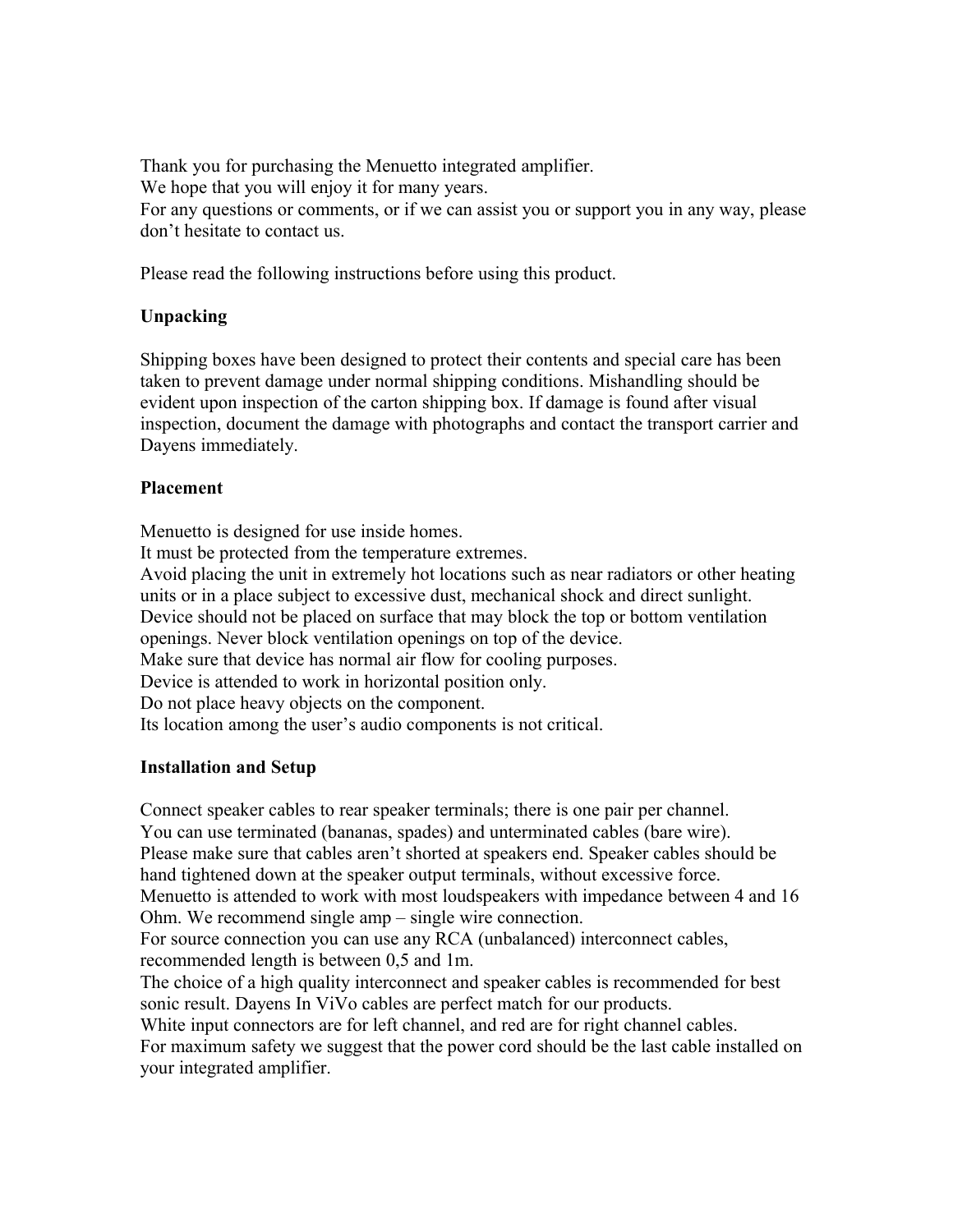Thank you for purchasing the Menuetto integrated amplifier.
We hope that you will enjoy it for many years.
For any questions or comments, or if we can assist you or support you in any way, please don't hesitate to contact us.

Please read the following instructions before using this product.

**Unpacking**

Shipping boxes have been designed to protect their contents and special care has been taken to prevent damage under normal shipping conditions. Mishandling should be evident upon inspection of the carton shipping box. If damage is found after visual inspection, document the damage with photographs and contact the transport carrier and Dayens immediately.

**Placement**

Menuetto is designed for use inside homes.
It must be protected from the temperature extremes.
Avoid placing the unit in extremely hot locations such as near radiators or other heating units or in a place subject to excessive dust, mechanical shock and direct sunlight.
Device should not be placed on surface that may block the top or bottom ventilation openings. Never block ventilation openings on top of the device.
Make sure that device has normal air flow for cooling purposes.
Device is attended to work in horizontal position only.
Do not place heavy objects on the component.
Its location among the user's audio components is not critical.

**Installation and Setup**

Connect speaker cables to rear speaker terminals; there is one pair per channel.
You can use terminated (bananas, spades) and unterminated cables (bare wire).
Please make sure that cables aren't shorted at speakers end. Speaker cables should be hand tightened down at the speaker output terminals, without excessive force.
Menuetto is attended to work with most loudspeakers with impedance between 4 and 16 Ohm. We recommend single amp – single wire connection.
For source connection you can use any RCA (unbalanced) interconnect cables, recommended length is between 0,5 and 1m.
The choice of a high quality interconnect and speaker cables is recommended for best sonic result. Dayens In ViVo cables are perfect match for our products.
White input connectors are for left channel, and red are for right channel cables.
For maximum safety we suggest that the power cord should be the last cable installed on your integrated amplifier.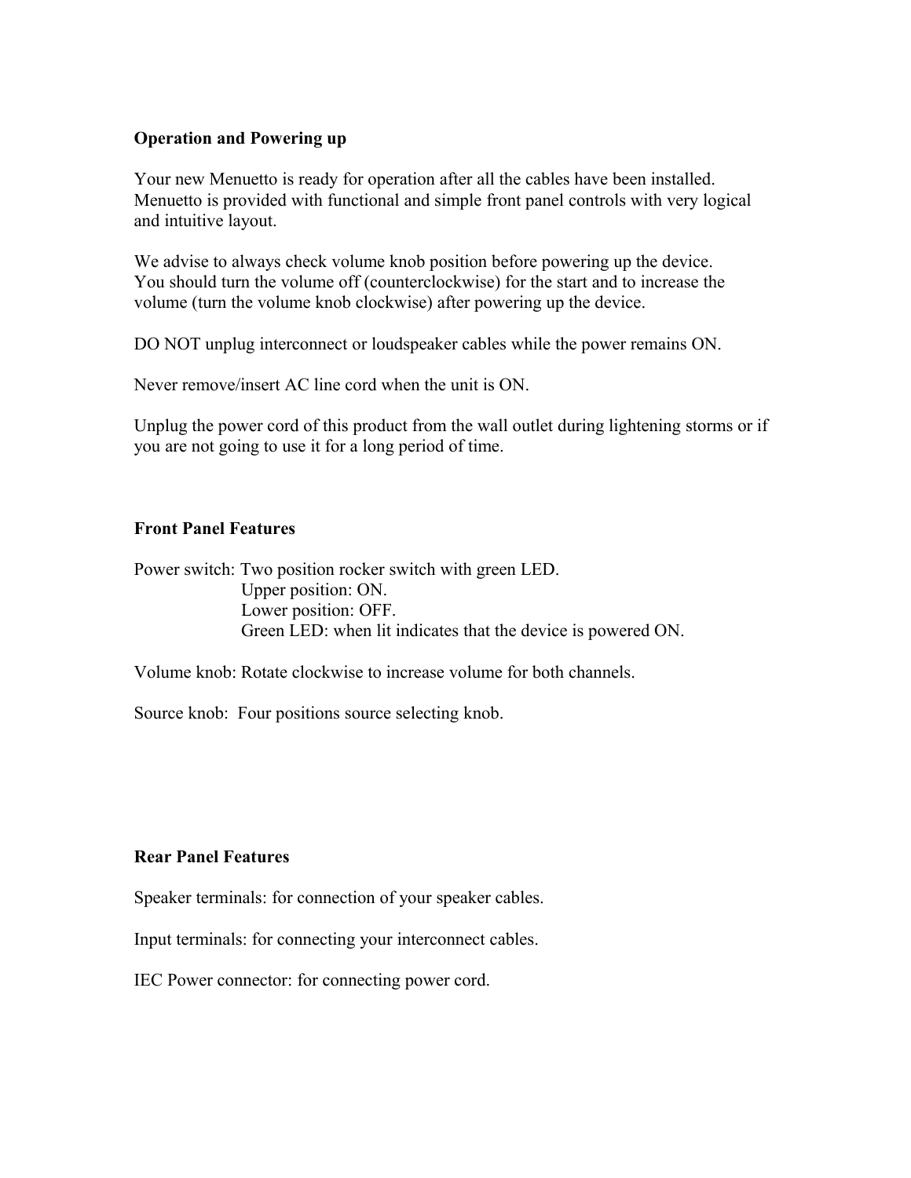**Operation and Powering up**

Your new Menuetto is ready for operation after all the cables have been installed. Menuetto is provided with functional and simple front panel controls with very logical and intuitive layout.

We advise to always check volume knob position before powering up the device. You should turn the volume off (counterclockwise) for the start and to increase the volume (turn the volume knob clockwise) after powering up the device.

DO NOT unplug interconnect or loudspeaker cables while the power remains ON.

Never remove/insert AC line cord when the unit is ON.

Unplug the power cord of this product from the wall outlet during lightening storms or if you are not going to use it for a long period of time.

**Front Panel Features**

Power switch: Two position rocker switch with green LED.
Upper position: ON.
Lower position: OFF.
Green LED: when lit indicates that the device is powered ON.

Volume knob: Rotate clockwise to increase volume for both channels.

Source knob: Four positions source selecting knob.

**Rear Panel Features**

Speaker terminals: for connection of your speaker cables.

Input terminals: for connecting your interconnect cables.

IEC Power connector: for connecting power cord.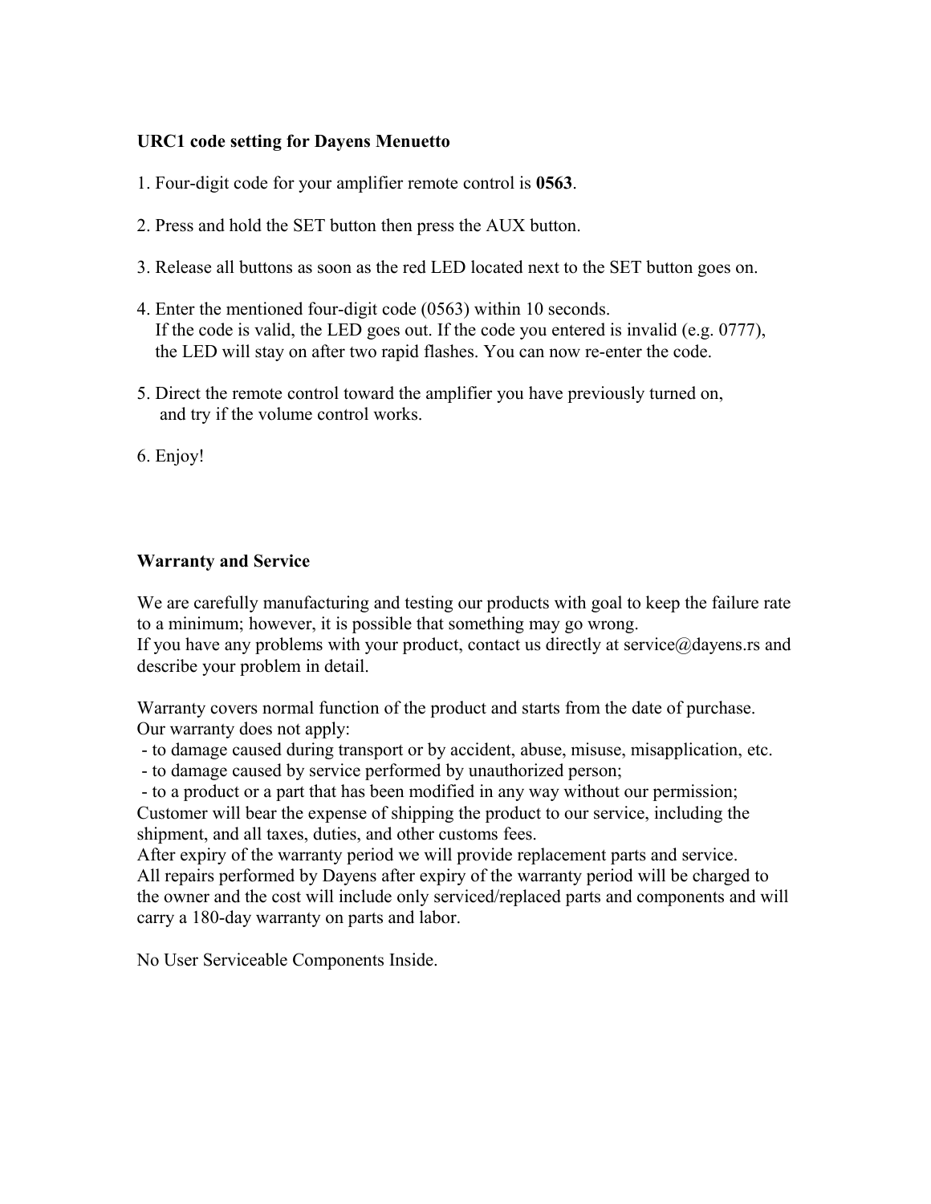## URC1 code setting for Dayens Menuetto

1. Four-digit code for your amplifier remote control is **0563**.

2. Press and hold the SET button then press the AUX button.

3. Release all buttons as soon as the red LED located next to the SET button goes on.

4. Enter the mentioned four-digit code (0563) within 10 seconds.
   If the code is valid, the LED goes out. If the code you entered is invalid (e.g. 0777), the LED will stay on after two rapid flashes. You can now re-enter the code.

5. Direct the remote control toward the amplifier you have previously turned on, and try if the volume control works.

6. Enjoy!

## Warranty and Service

We are carefully manufacturing and testing our products with goal to keep the failure rate to a minimum; however, it is possible that something may go wrong.
If you have any problems with your product, contact us directly at service@dayens.rs and describe your problem in detail.

Warranty covers normal function of the product and starts from the date of purchase.
Our warranty does not apply:
- to damage caused during transport or by accident, abuse, misuse, misapplication, etc.
- to damage caused by service performed by unauthorized person;
- to a product or a part that has been modified in any way without our permission;

Customer will bear the expense of shipping the product to our service, including the shipment, and all taxes, duties, and other customs fees.
After expiry of the warranty period we will provide replacement parts and service.
All repairs performed by Dayens after expiry of the warranty period will be charged to the owner and the cost will include only serviced/replaced parts and components and will carry a 180-day warranty on parts and labor.

No User Serviceable Components Inside.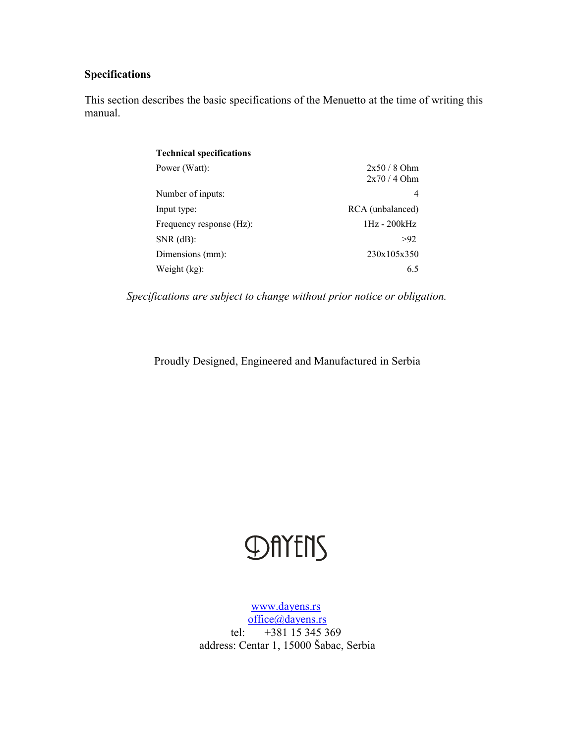## Specifications

This section describes the basic specifications of the Menuetto at the time of writing this manual.

| **Technical specifications** | |
|---|---|
| Power (Watt): | 2x50 / 8 Ohm<br>2x70 / 4 Ohm |
| Number of inputs: | 4 |
| Input type: | RCA (unbalanced) |
| Frequency response (Hz): | 1Hz - 200kHz |
| SNR (dB): | >92 |
| Dimensions (mm): | 230x105x350 |
| Weight (kg): | 6.5 |

*Specifications are subject to change without prior notice or obligation.*

Proudly Designed, Engineered and Manufactured in Serbia

DAYENS

www.dayens.rs
office@dayens.rs
tel: +381 15 345 369
address: Centar 1, 15000 Šabac, Serbia